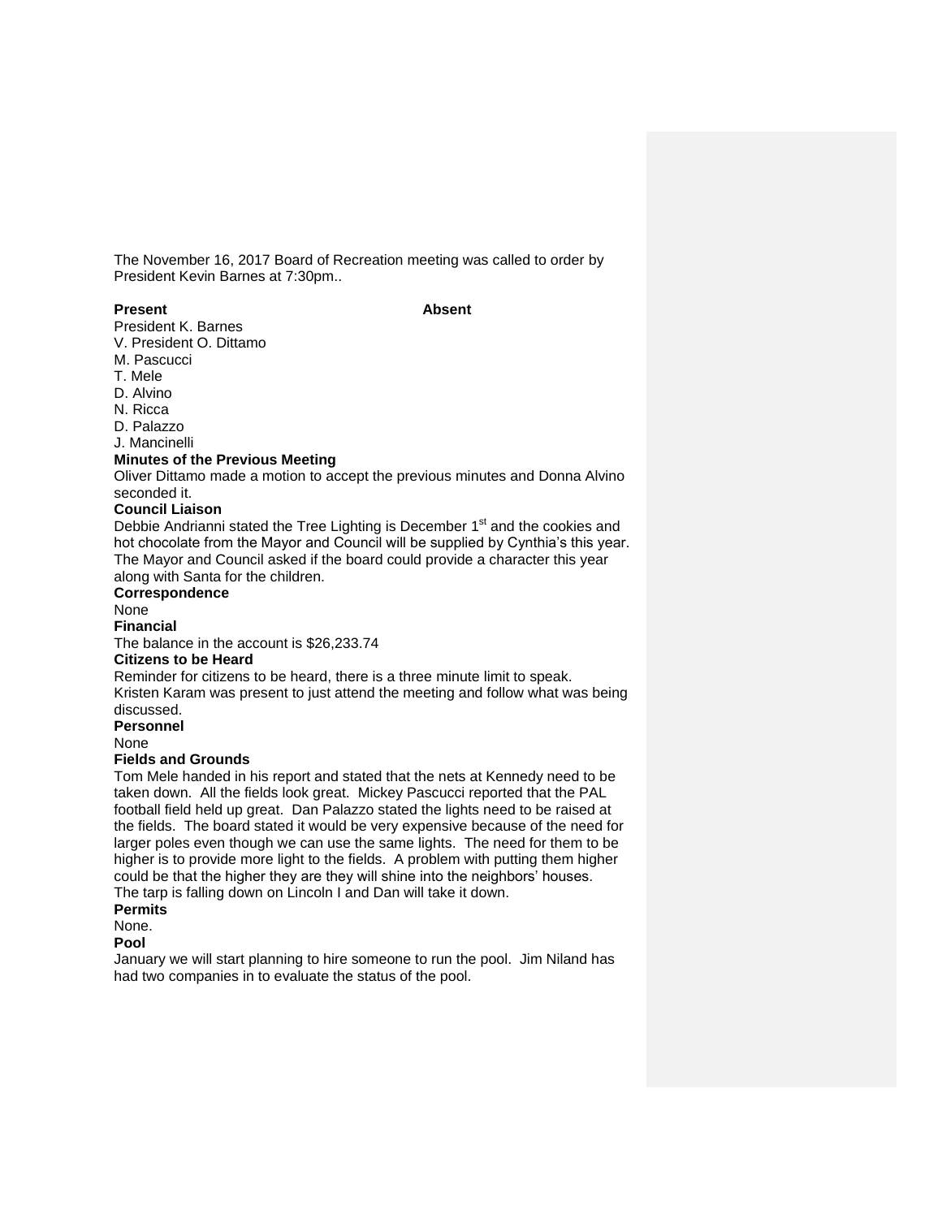The November 16, 2017 Board of Recreation meeting was called to order by President Kevin Barnes at 7:30pm..

| **Present** | **Absent** |
| --- | --- |
| President K. Barnes | |
| V. President O. Dittamo | |
| M. Pascucci | |
| T. Mele | |
| D. Alvino | |
| N. Ricca | |
| D. Palazzo | |
| J. Mancinelli | |

**Minutes of the Previous Meeting**

Oliver Dittamo made a motion to accept the previous minutes and Donna Alvino seconded it.

**Council Liaison**

Debbie Andrianni stated the Tree Lighting is December 1st and the cookies and hot chocolate from the Mayor and Council will be supplied by Cynthia's this year. The Mayor and Council asked if the board could provide a character this year along with Santa for the children.

**Correspondence**

None

**Financial**

The balance in the account is $26,233.74

**Citizens to be Heard**

Reminder for citizens to be heard, there is a three minute limit to speak. Kristen Karam was present to just attend the meeting and follow what was being discussed.

**Personnel**

None

**Fields and Grounds**

Tom Mele handed in his report and stated that the nets at Kennedy need to be taken down. All the fields look great. Mickey Pascucci reported that the PAL football field held up great. Dan Palazzo stated the lights need to be raised at the fields. The board stated it would be very expensive because of the need for larger poles even though we can use the same lights. The need for them to be higher is to provide more light to the fields. A problem with putting them higher could be that the higher they are they will shine into the neighbors' houses. The tarp is falling down on Lincoln I and Dan will take it down.

**Permits**

None.

**Pool**

January we will start planning to hire someone to run the pool. Jim Niland has had two companies in to evaluate the status of the pool.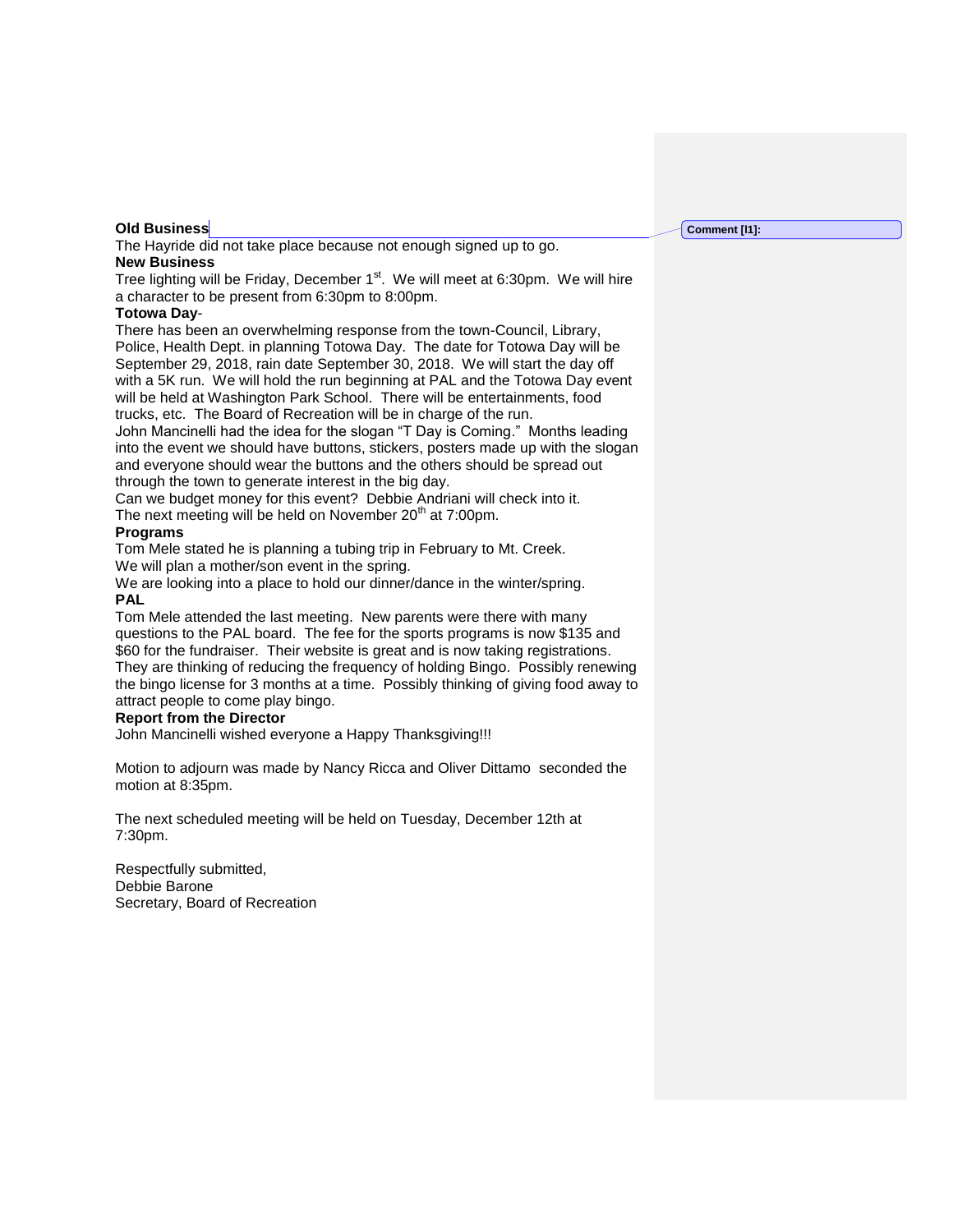**Old Business**

The Hayride did not take place because not enough signed up to go.

**New Business**

Tree lighting will be Friday, December 1st. We will meet at 6:30pm. We will hire a character to be present from 6:30pm to 8:00pm.

**Totowa Day**-

There has been an overwhelming response from the town-Council, Library, Police, Health Dept. in planning Totowa Day. The date for Totowa Day will be September 29, 2018, rain date September 30, 2018. We will start the day off with a 5K run. We will hold the run beginning at PAL and the Totowa Day event will be held at Washington Park School. There will be entertainments, food trucks, etc. The Board of Recreation will be in charge of the run.

John Mancinelli had the idea for the slogan "T Day is Coming." Months leading into the event we should have buttons, stickers, posters made up with the slogan and everyone should wear the buttons and the others should be spread out through the town to generate interest in the big day.

Can we budget money for this event? Debbie Andriani will check into it.

The next meeting will be held on November 20th at 7:00pm.

**Programs**

Tom Mele stated he is planning a tubing trip in February to Mt. Creek.

We will plan a mother/son event in the spring.

We are looking into a place to hold our dinner/dance in the winter/spring.

**PAL**

Tom Mele attended the last meeting. New parents were there with many questions to the PAL board. The fee for the sports programs is now $135 and $60 for the fundraiser. Their website is great and is now taking registrations. They are thinking of reducing the frequency of holding Bingo. Possibly renewing the bingo license for 3 months at a time. Possibly thinking of giving food away to attract people to come play bingo.

**Report from the Director**

John Mancinelli wished everyone a Happy Thanksgiving!!!

Motion to adjourn was made by Nancy Ricca and Oliver Dittamo seconded the motion at 8:35pm.

The next scheduled meeting will be held on Tuesday, December 12th at 7:30pm.

Respectfully submitted,
Debbie Barone
Secretary, Board of Recreation

Comment [l1]: